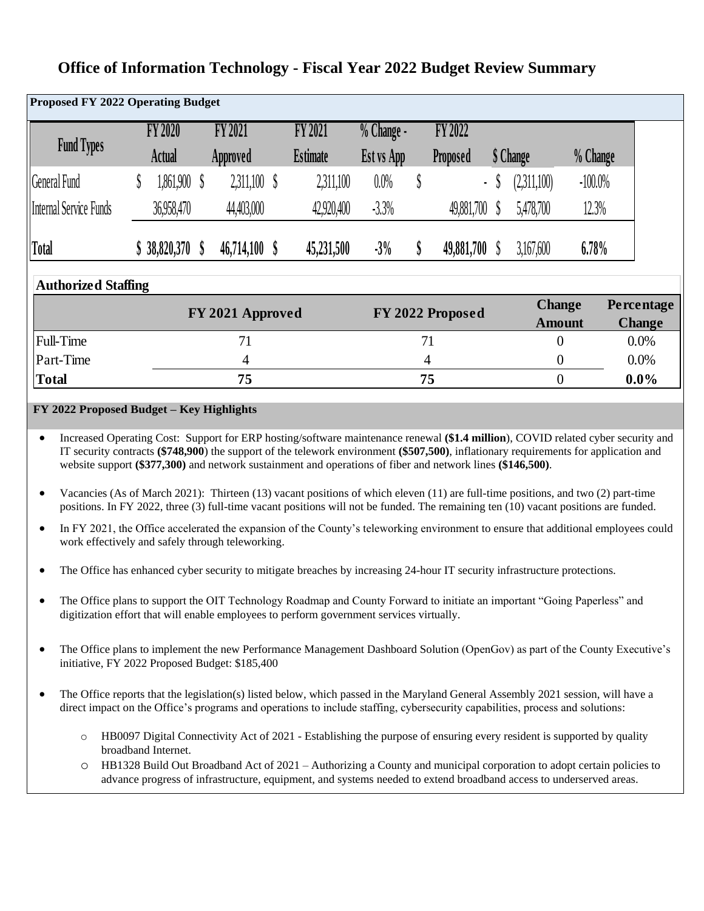# Office of Information Technology - Fiscal Year 2022 Budget Review Summary

## Proposed FY 2022 Operating Budget

| Fund Types | FY 2020 Actual | FY 2021 Approved | FY 2021 Estimate | % Change - Est vs App | FY 2022 Proposed | $ Change | % Change |
|---|---|---|---|---|---|---|---|
| General Fund | $ 1,861,900 | $ 2,311,100 | $ 2,311,100 | 0.0% | $ - | $ (2,311,100) | -100.0% |
| Internal Service Funds | 36,958,470 | 44,403,000 | 42,920,400 | -3.3% | 49,881,700 | $ 5,478,700 | 12.3% |
| **Total** | **$ 38,820,370** | **$ 46,714,100** | **$ 45,231,500** | **-3%** | **$ 49,881,700** | $ 3,167,600 | **6.78%** |

## Authorized Staffing

| | FY 2021 Approved | FY 2022 Proposed | Change Amount | Percentage Change |
|---|---|---|---|---|
| Full-Time | 71 | 71 | 0 | 0.0% |
| Part-Time | 4 | 4 | 0 | 0.0% |
| **Total** | **75** | **75** | 0 | **0.0%** |

## FY 2022 Proposed Budget – Key Highlights

- Increased Operating Cost: Support for ERP hosting/software maintenance renewal **($1.4 million**), COVID related cyber security and IT security contracts **($748,900**) the support of the telework environment **($507,500)**, inflationary requirements for application and website support **($377,300)** and network sustainment and operations of fiber and network lines **($146,500)**.
- Vacancies (As of March 2021): Thirteen (13) vacant positions of which eleven (11) are full-time positions, and two (2) part-time positions. In FY 2022, three (3) full-time vacant positions will not be funded. The remaining ten (10) vacant positions are funded.
- In FY 2021, the Office accelerated the expansion of the County's teleworking environment to ensure that additional employees could work effectively and safely through teleworking.
- The Office has enhanced cyber security to mitigate breaches by increasing 24-hour IT security infrastructure protections.
- The Office plans to support the OIT Technology Roadmap and County Forward to initiate an important "Going Paperless" and digitization effort that will enable employees to perform government services virtually.
- The Office plans to implement the new Performance Management Dashboard Solution (OpenGov) as part of the County Executive's initiative, FY 2022 Proposed Budget: $185,400
- The Office reports that the legislation(s) listed below, which passed in the Maryland General Assembly 2021 session, will have a direct impact on the Office's programs and operations to include staffing, cybersecurity capabilities, process and solutions:
  - HB0097 Digital Connectivity Act of 2021 - Establishing the purpose of ensuring every resident is supported by quality broadband Internet.
  - HB1328 Build Out Broadband Act of 2021 – Authorizing a County and municipal corporation to adopt certain policies to advance progress of infrastructure, equipment, and systems needed to extend broadband access to underserved areas.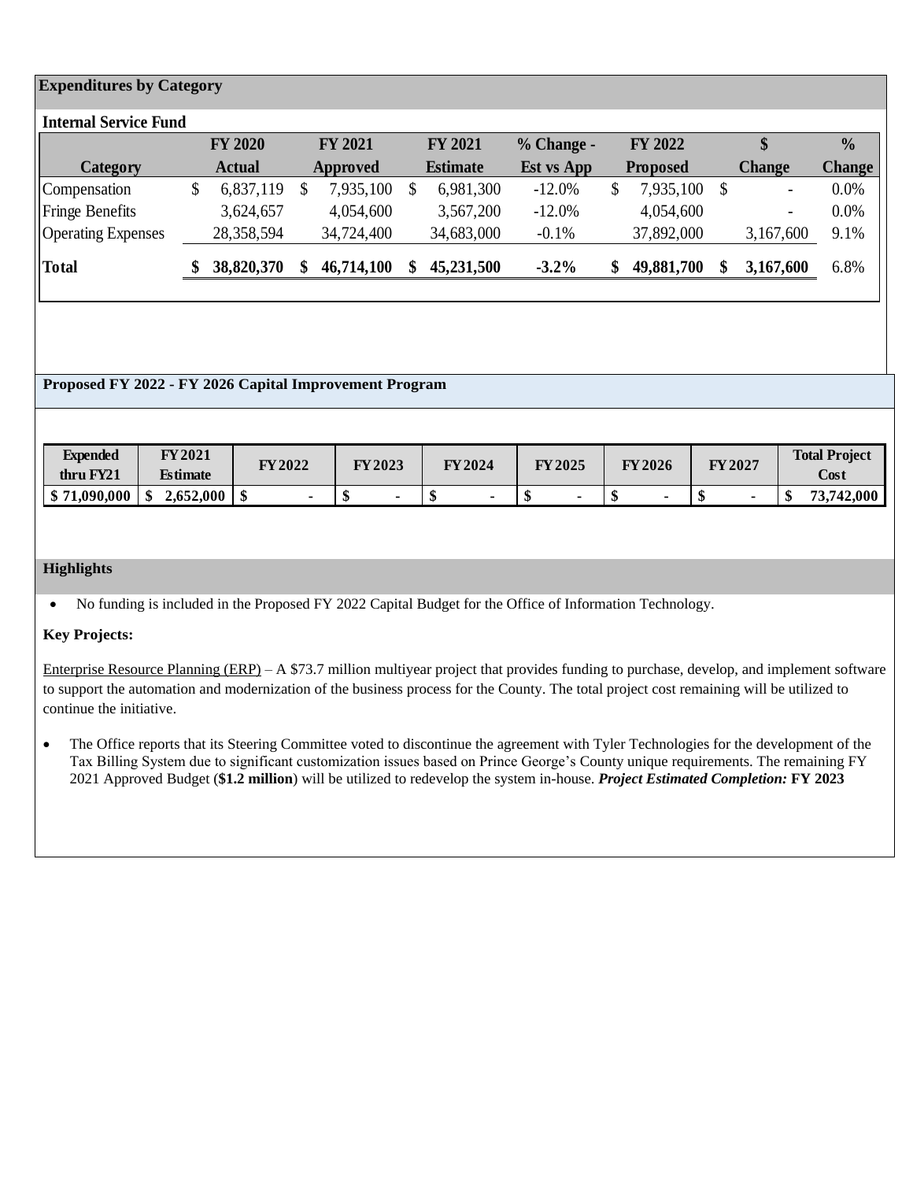## Expenditures by Category

### Internal Service Fund

| Category | FY 2020 Actual | FY 2021 Approved | FY 2021 Estimate | % Change - Est vs App | FY 2022 Proposed | $ Change | % Change |
|---|---|---|---|---|---|---|---|
| Compensation | $ 6,837,119 | $ 7,935,100 | $ 6,981,300 | -12.0% | $ 7,935,100 | $ - | 0.0% |
| Fringe Benefits | 3,624,657 | 4,054,600 | 3,567,200 | -12.0% | 4,054,600 | - | 0.0% |
| Operating Expenses | 28,358,594 | 34,724,400 | 34,683,000 | -0.1% | 37,892,000 | 3,167,600 | 9.1% |
| **Total** | **$ 38,820,370** | **$ 46,714,100** | **$ 45,231,500** | **-3.2%** | **$ 49,881,700** | **$ 3,167,600** | 6.8% |

## Proposed FY 2022 - FY 2026 Capital Improvement Program

| Expended thru FY21 | FY 2021 Estimate | FY 2022 | FY 2023 | FY 2024 | FY 2025 | FY 2026 | FY 2027 | Total Project Cost |
|---|---|---|---|---|---|---|---|---|
| **$ 71,090,000** | **$ 2,652,000** | **$ -** | **$ -** | **$ -** | **$ -** | **$ -** | **$ -** | **$ 73,742,000** |

## Highlights

- No funding is included in the Proposed FY 2022 Capital Budget for the Office of Information Technology.

**Key Projects:**

Enterprise Resource Planning (ERP) – A $73.7 million multiyear project that provides funding to purchase, develop, and implement software to support the automation and modernization of the business process for the County. The total project cost remaining will be utilized to continue the initiative.

- The Office reports that its Steering Committee voted to discontinue the agreement with Tyler Technologies for the development of the Tax Billing System due to significant customization issues based on Prince George's County unique requirements. The remaining FY 2021 Approved Budget (**$1.2 million**) will be utilized to redevelop the system in-house. ***Project Estimated Completion:*** **FY 2023**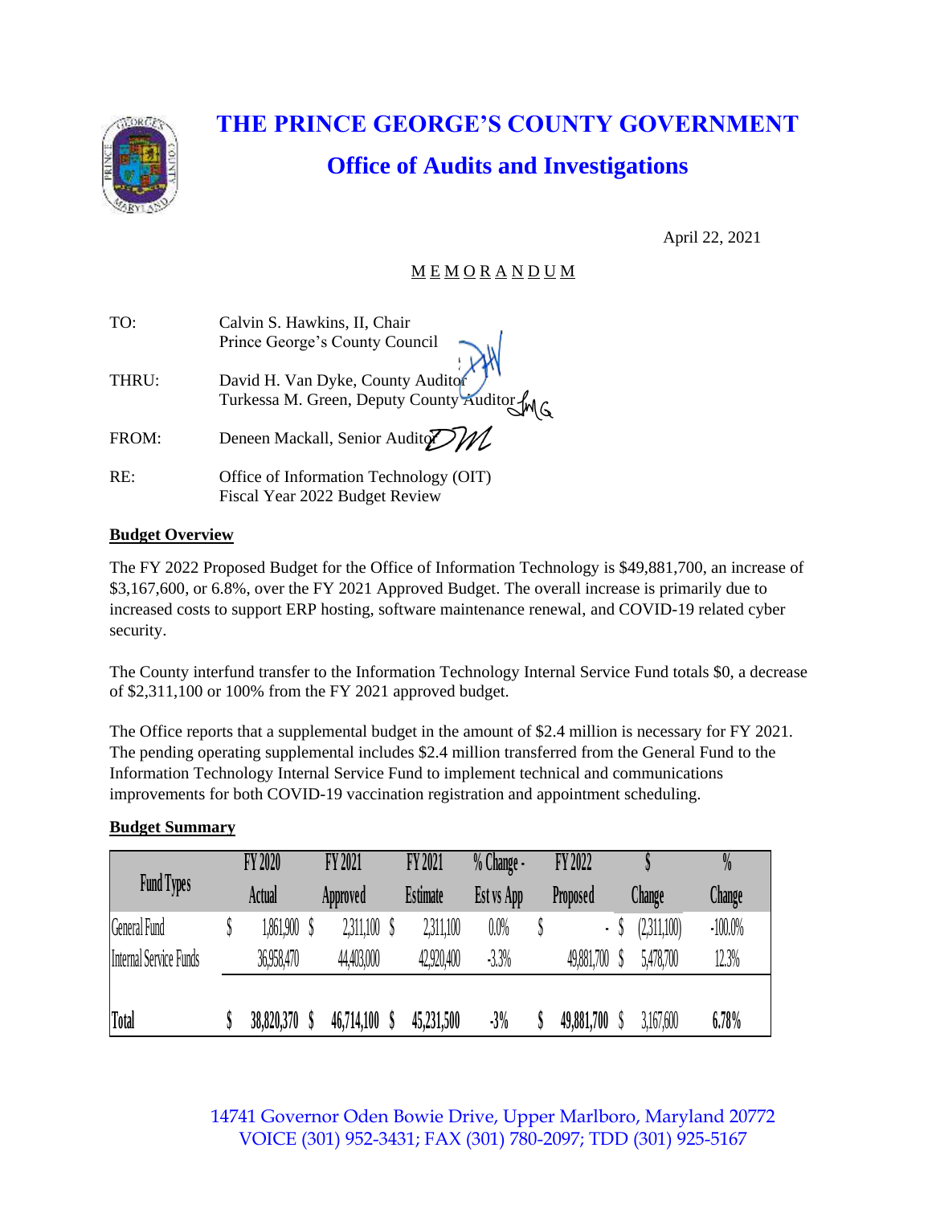# THE PRINCE GEORGE'S COUNTY GOVERNMENT

## Office of Audits and Investigations

April 22, 2021

M E M O R A N D U M

| | |
|---|---|
| TO: | Calvin S. Hawkins, II, Chair<br>Prince George's County Council |
| THRU: | David H. Van Dyke, County Auditor<br>Turkessa M. Green, Deputy County Auditor |
| FROM: | Deneen Mackall, Senior Auditor |
| RE: | Office of Information Technology (OIT)<br>Fiscal Year 2022 Budget Review |

**Budget Overview**

The FY 2022 Proposed Budget for the Office of Information Technology is $49,881,700, an increase of $3,167,600, or 6.8%, over the FY 2021 Approved Budget. The overall increase is primarily due to increased costs to support ERP hosting, software maintenance renewal, and COVID-19 related cyber security.

The County interfund transfer to the Information Technology Internal Service Fund totals $0, a decrease of $2,311,100 or 100% from the FY 2021 approved budget.

The Office reports that a supplemental budget in the amount of $2.4 million is necessary for FY 2021. The pending operating supplemental includes $2.4 million transferred from the General Fund to the Information Technology Internal Service Fund to implement technical and communications improvements for both COVID-19 vaccination registration and appointment scheduling.

**Budget Summary**

| Fund Types | FY 2020 Actual | FY 2021 Approved | FY 2021 Estimate | % Change - Est vs App | FY 2022 Proposed | $ Change | % Change |
|---|---|---|---|---|---|---|---|
| General Fund | $ 1,861,900 | $ 2,311,100 | $ 2,311,100 | 0.0% | $ - | $ (2,311,100) | -100.0% |
| Internal Service Funds | 36,958,470 | 44,403,000 | 42,920,400 | -3.3% | 49,881,700 | $ 5,478,700 | 12.3% |
| **Total** | **$ 38,820,370** | **$ 46,714,100** | **$ 45,231,500** | **-3%** | **$ 49,881,700** | $ 3,167,600 | **6.78%** |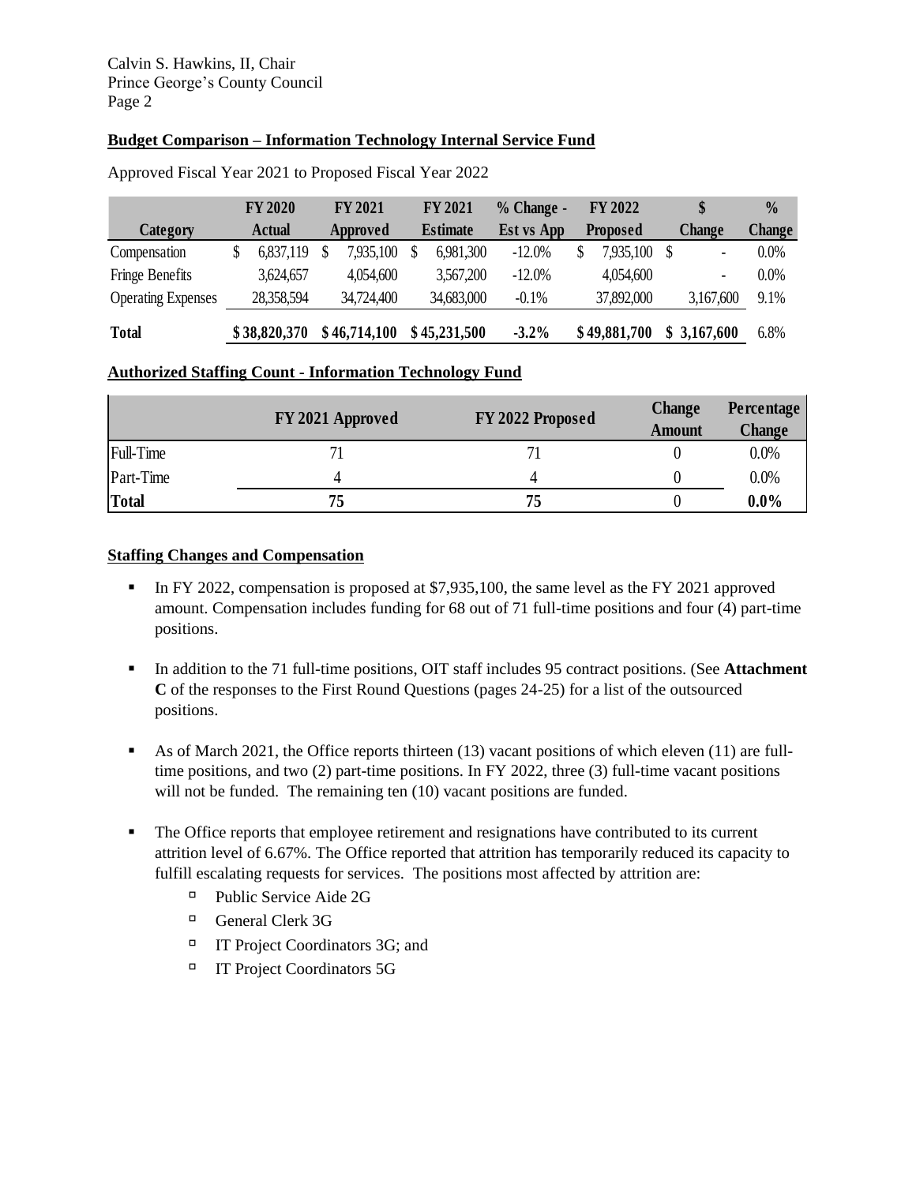Calvin S. Hawkins, II, Chair
Prince George's County Council
Page 2

**Budget Comparison – Information Technology Internal Service Fund**

Approved Fiscal Year 2021 to Proposed Fiscal Year 2022

| Category | FY 2020 Actual | FY 2021 Approved | FY 2021 Estimate | % Change - Est vs App | FY 2022 Proposed | $ Change | % Change |
|---|---|---|---|---|---|---|---|
| Compensation | $ 6,837,119 | $ 7,935,100 | $ 6,981,300 | -12.0% | $ 7,935,100 | $ - | 0.0% |
| Fringe Benefits | 3,624,657 | 4,054,600 | 3,567,200 | -12.0% | 4,054,600 | - | 0.0% |
| Operating Expenses | 28,358,594 | 34,724,400 | 34,683,000 | -0.1% | 37,892,000 | 3,167,600 | 9.1% |
| **Total** | **$ 38,820,370** | **$ 46,714,100** | **$ 45,231,500** | **-3.2%** | **$ 49,881,700** | **$ 3,167,600** | 6.8% |

**Authorized Staffing Count - Information Technology Fund**

| | FY 2021 Approved | FY 2022 Proposed | Change Amount | Percentage Change |
|---|---|---|---|---|
| Full-Time | 71 | 71 | 0 | 0.0% |
| Part-Time | 4 | 4 | 0 | 0.0% |
| **Total** | **75** | **75** | 0 | **0.0%** |

**Staffing Changes and Compensation**

- In FY 2022, compensation is proposed at $7,935,100, the same level as the FY 2021 approved amount. Compensation includes funding for 68 out of 71 full-time positions and four (4) part-time positions.
- In addition to the 71 full-time positions, OIT staff includes 95 contract positions. (See **Attachment C** of the responses to the First Round Questions (pages 24-25) for a list of the outsourced positions.
- As of March 2021, the Office reports thirteen (13) vacant positions of which eleven (11) are full-time positions, and two (2) part-time positions. In FY 2022, three (3) full-time vacant positions will not be funded. The remaining ten (10) vacant positions are funded.
- The Office reports that employee retirement and resignations have contributed to its current attrition level of 6.67%. The Office reported that attrition has temporarily reduced its capacity to fulfill escalating requests for services. The positions most affected by attrition are:
  - Public Service Aide 2G
  - General Clerk 3G
  - IT Project Coordinators 3G; and
  - IT Project Coordinators 5G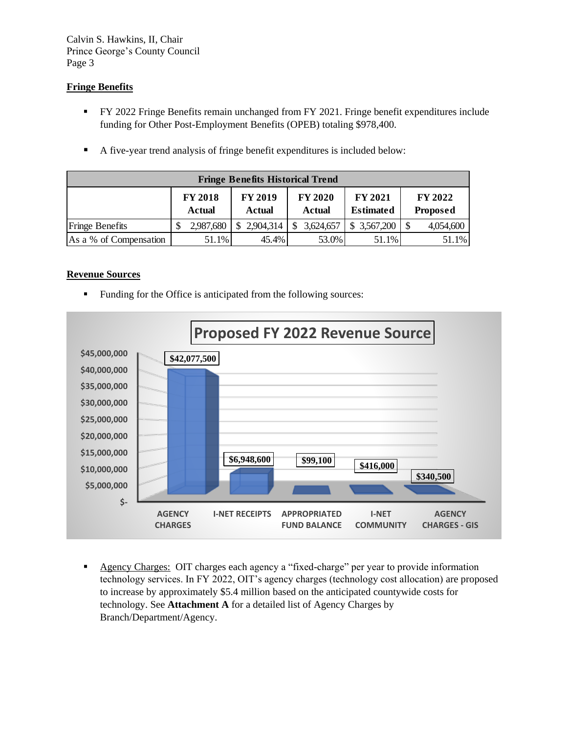**Fringe Benefits**

- FY 2022 Fringe Benefits remain unchanged from FY 2021. Fringe benefit expenditures include funding for Other Post-Employment Benefits (OPEB) totaling $978,400.
- A five-year trend analysis of fringe benefit expenditures is included below:

| Fringe Benefits Historical Trend | | | | | |
|---|---|---|---|---|---|
| | FY 2018 Actual | FY 2019 Actual | FY 2020 Actual | FY 2021 Estimated | FY 2022 Proposed |
| Fringe Benefits | $ 2,987,680 | $ 2,904,314 | $ 3,624,657 | $ 3,567,200 | $ 4,054,600 |
| As a % of Compensation | 51.1% | 45.4% | 53.0% | 51.1% | 51.1% |

**Revenue Sources**

- Funding for the Office is anticipated from the following sources:

**Proposed FY 2022 Revenue Source**

| Source | Amount |
|---|---|
| AGENCY CHARGES | $42,077,500 |
| I-NET RECEIPTS | $6,948,600 |
| APPROPRIATED FUND BALANCE | $99,100 |
| I-NET COMMUNITY | $416,000 |
| AGENCY CHARGES - GIS | $340,500 |

- Agency Charges: OIT charges each agency a "fixed-charge" per year to provide information technology services. In FY 2022, OIT's agency charges (technology cost allocation) are proposed to increase by approximately $5.4 million based on the anticipated countywide costs for technology. See **Attachment A** for a detailed list of Agency Charges by Branch/Department/Agency.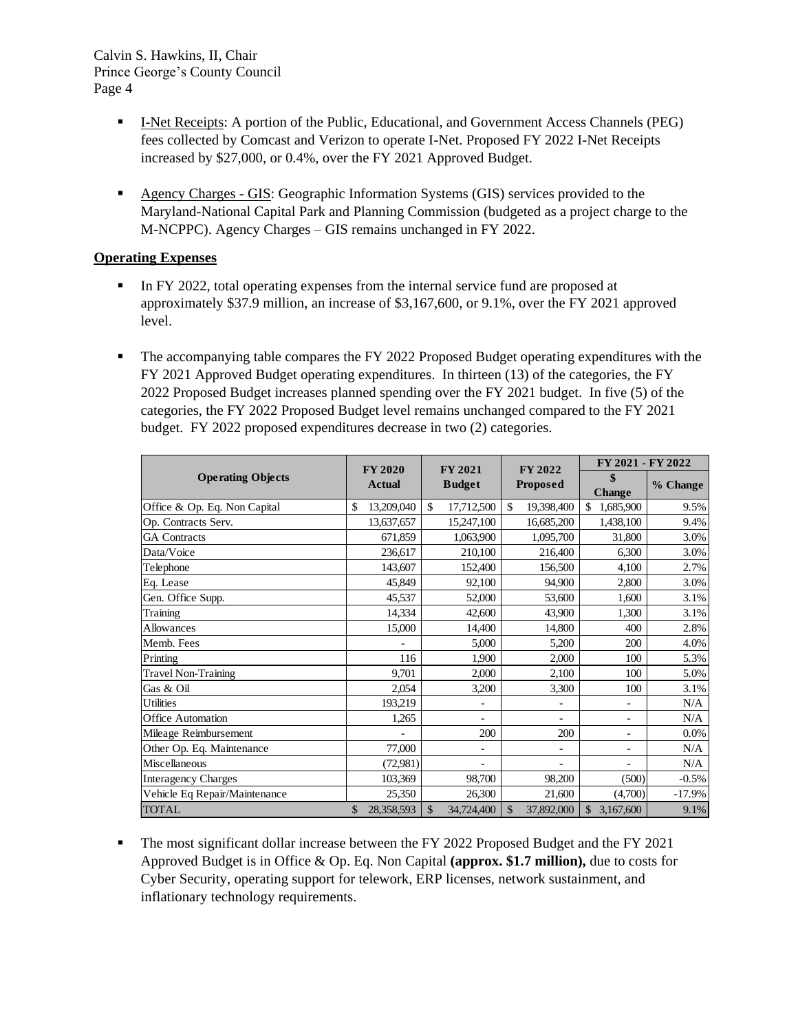- I-Net Receipts: A portion of the Public, Educational, and Government Access Channels (PEG) fees collected by Comcast and Verizon to operate I-Net. Proposed FY 2022 I-Net Receipts increased by $27,000, or 0.4%, over the FY 2021 Approved Budget.

- Agency Charges - GIS: Geographic Information Systems (GIS) services provided to the Maryland-National Capital Park and Planning Commission (budgeted as a project charge to the M-NCPPC). Agency Charges – GIS remains unchanged in FY 2022.

**Operating Expenses**

- In FY 2022, total operating expenses from the internal service fund are proposed at approximately $37.9 million, an increase of $3,167,600, or 9.1%, over the FY 2021 approved level.

- The accompanying table compares the FY 2022 Proposed Budget operating expenditures with the FY 2021 Approved Budget operating expenditures. In thirteen (13) of the categories, the FY 2022 Proposed Budget increases planned spending over the FY 2021 budget. In five (5) of the categories, the FY 2022 Proposed Budget level remains unchanged compared to the FY 2021 budget. FY 2022 proposed expenditures decrease in two (2) categories.

| Operating Objects | FY 2020 Actual | FY 2021 Budget | FY 2022 Proposed | FY 2021 - FY 2022 | |
|---|---|---|---|---|---|
| | | | | $ Change | % Change |
| Office & Op. Eq. Non Capital | $ 13,209,040 | $ 17,712,500 | $ 19,398,400 | $ 1,685,900 | 9.5% |
| Op. Contracts Serv. | 13,637,657 | 15,247,100 | 16,685,200 | 1,438,100 | 9.4% |
| GA Contracts | 671,859 | 1,063,900 | 1,095,700 | 31,800 | 3.0% |
| Data/Voice | 236,617 | 210,100 | 216,400 | 6,300 | 3.0% |
| Telephone | 143,607 | 152,400 | 156,500 | 4,100 | 2.7% |
| Eq. Lease | 45,849 | 92,100 | 94,900 | 2,800 | 3.0% |
| Gen. Office Supp. | 45,537 | 52,000 | 53,600 | 1,600 | 3.1% |
| Training | 14,334 | 42,600 | 43,900 | 1,300 | 3.1% |
| Allowances | 15,000 | 14,400 | 14,800 | 400 | 2.8% |
| Memb. Fees | - | 5,000 | 5,200 | 200 | 4.0% |
| Printing | 116 | 1,900 | 2,000 | 100 | 5.3% |
| Travel Non-Training | 9,701 | 2,000 | 2,100 | 100 | 5.0% |
| Gas & Oil | 2,054 | 3,200 | 3,300 | 100 | 3.1% |
| Utilities | 193,219 | - | - | - | N/A |
| Office Automation | 1,265 | - | - | - | N/A |
| Mileage Reimbursement | - | 200 | 200 | - | 0.0% |
| Other Op. Eq. Maintenance | 77,000 | - | - | - | N/A |
| Miscellaneous | (72,981) | - | - | - | N/A |
| Interagency Charges | 103,369 | 98,700 | 98,200 | (500) | -0.5% |
| Vehicle Eq Repair/Maintenance | 25,350 | 26,300 | 21,600 | (4,700) | -17.9% |
| TOTAL | $ 28,358,593 | $ 34,724,400 | $ 37,892,000 | $ 3,167,600 | 9.1% |

- The most significant dollar increase between the FY 2022 Proposed Budget and the FY 2021 Approved Budget is in Office & Op. Eq. Non Capital **(approx. $1.7 million),** due to costs for Cyber Security, operating support for telework, ERP licenses, network sustainment, and inflationary technology requirements.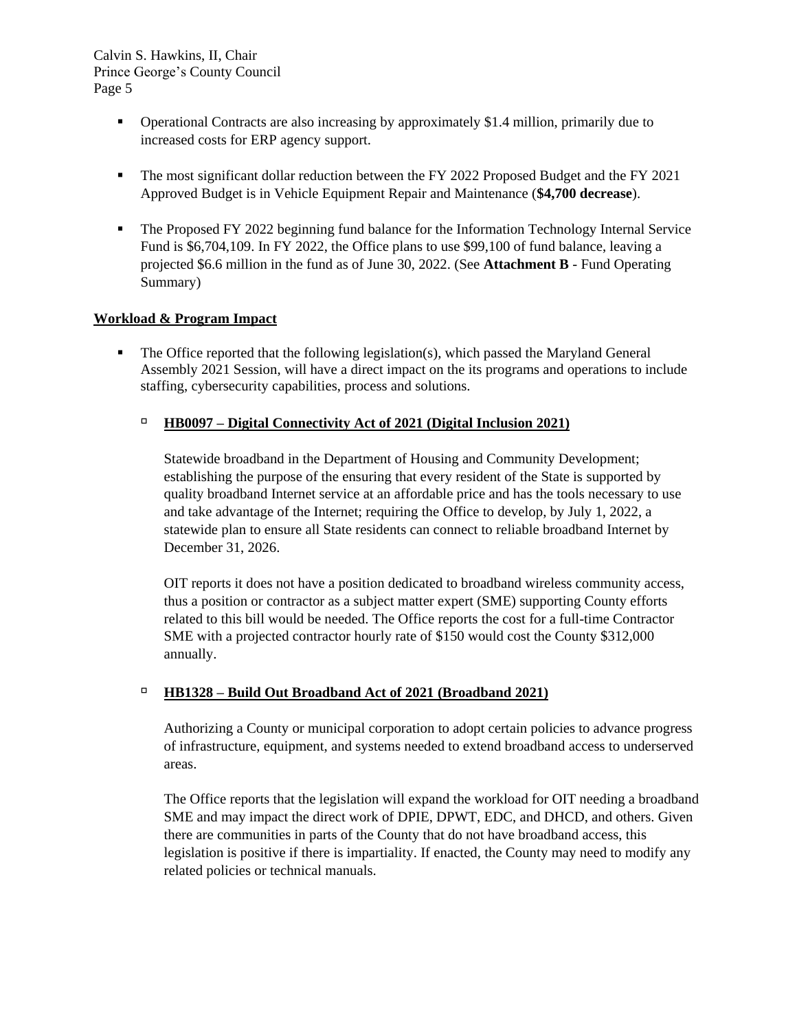- Operational Contracts are also increasing by approximately $1.4 million, primarily due to increased costs for ERP agency support.

- The most significant dollar reduction between the FY 2022 Proposed Budget and the FY 2021 Approved Budget is in Vehicle Equipment Repair and Maintenance (**$4,700 decrease**).

- The Proposed FY 2022 beginning fund balance for the Information Technology Internal Service Fund is $6,704,109. In FY 2022, the Office plans to use $99,100 of fund balance, leaving a projected $6.6 million in the fund as of June 30, 2022. (See **Attachment B** - Fund Operating Summary)

**Workload & Program Impact**

- The Office reported that the following legislation(s), which passed the Maryland General Assembly 2021 Session, will have a direct impact on the its programs and operations to include staffing, cybersecurity capabilities, process and solutions.

  - **HB0097 – Digital Connectivity Act of 2021 (Digital Inclusion 2021)**

    Statewide broadband in the Department of Housing and Community Development; establishing the purpose of the ensuring that every resident of the State is supported by quality broadband Internet service at an affordable price and has the tools necessary to use and take advantage of the Internet; requiring the Office to develop, by July 1, 2022, a statewide plan to ensure all State residents can connect to reliable broadband Internet by December 31, 2026.

    OIT reports it does not have a position dedicated to broadband wireless community access, thus a position or contractor as a subject matter expert (SME) supporting County efforts related to this bill would be needed. The Office reports the cost for a full-time Contractor SME with a projected contractor hourly rate of $150 would cost the County $312,000 annually.

  - **HB1328 – Build Out Broadband Act of 2021 (Broadband 2021)**

    Authorizing a County or municipal corporation to adopt certain policies to advance progress of infrastructure, equipment, and systems needed to extend broadband access to underserved areas.

    The Office reports that the legislation will expand the workload for OIT needing a broadband SME and may impact the direct work of DPIE, DPWT, EDC, and DHCD, and others. Given there are communities in parts of the County that do not have broadband access, this legislation is positive if there is impartiality. If enacted, the County may need to modify any related policies or technical manuals.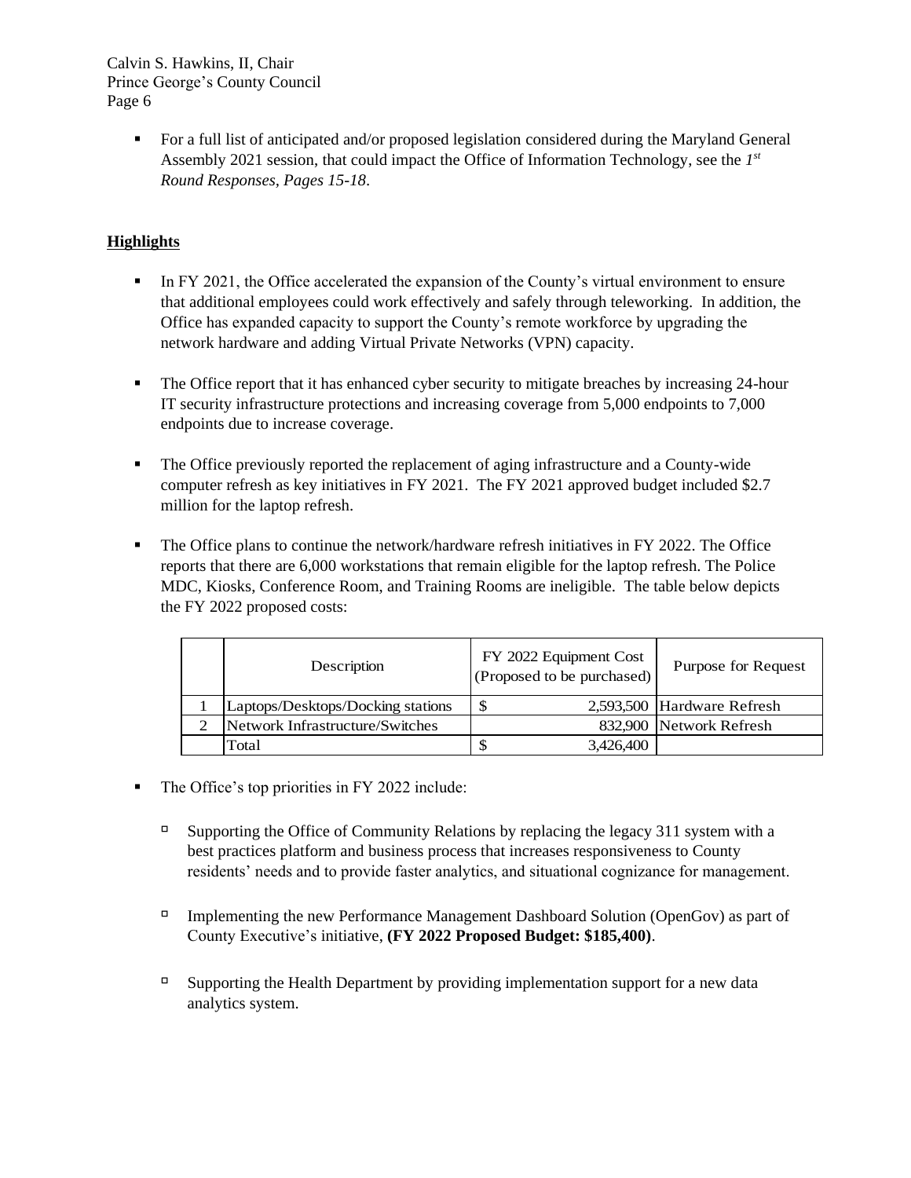- For a full list of anticipated and/or proposed legislation considered during the Maryland General Assembly 2021 session, that could impact the Office of Information Technology, see the *1st Round Responses, Pages 15-18*.

**Highlights**

- In FY 2021, the Office accelerated the expansion of the County's virtual environment to ensure that additional employees could work effectively and safely through teleworking. In addition, the Office has expanded capacity to support the County's remote workforce by upgrading the network hardware and adding Virtual Private Networks (VPN) capacity.

- The Office report that it has enhanced cyber security to mitigate breaches by increasing 24-hour IT security infrastructure protections and increasing coverage from 5,000 endpoints to 7,000 endpoints due to increase coverage.

- The Office previously reported the replacement of aging infrastructure and a County-wide computer refresh as key initiatives in FY 2021. The FY 2021 approved budget included $2.7 million for the laptop refresh.

- The Office plans to continue the network/hardware refresh initiatives in FY 2022. The Office reports that there are 6,000 workstations that remain eligible for the laptop refresh. The Police MDC, Kiosks, Conference Room, and Training Rooms are ineligible. The table below depicts the FY 2022 proposed costs:

| | Description | FY 2022 Equipment Cost (Proposed to be purchased) | Purpose for Request |
|---|---|---|---|
| 1 | Laptops/Desktops/Docking stations | $ 2,593,500 | Hardware Refresh |
| 2 | Network Infrastructure/Switches | 832,900 | Network Refresh |
| | Total | $ 3,426,400 | |

- The Office's top priorities in FY 2022 include:
  - Supporting the Office of Community Relations by replacing the legacy 311 system with a best practices platform and business process that increases responsiveness to County residents' needs and to provide faster analytics, and situational cognizance for management.
  - Implementing the new Performance Management Dashboard Solution (OpenGov) as part of County Executive's initiative, **(FY 2022 Proposed Budget: $185,400)**.
  - Supporting the Health Department by providing implementation support for a new data analytics system.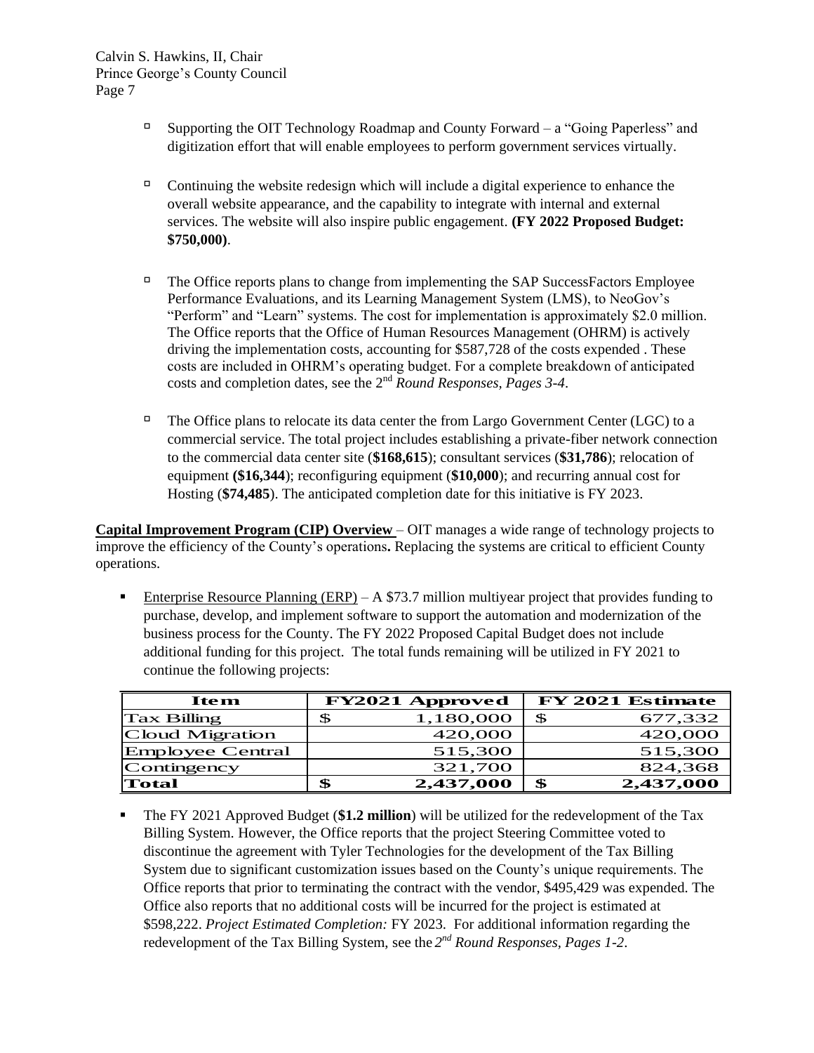- Supporting the OIT Technology Roadmap and County Forward – a "Going Paperless" and digitization effort that will enable employees to perform government services virtually.

- Continuing the website redesign which will include a digital experience to enhance the overall website appearance, and the capability to integrate with internal and external services. The website will also inspire public engagement. **(FY 2022 Proposed Budget: $750,000)**.

- The Office reports plans to change from implementing the SAP SuccessFactors Employee Performance Evaluations, and its Learning Management System (LMS), to NeoGov's "Perform" and "Learn" systems. The cost for implementation is approximately $2.0 million. The Office reports that the Office of Human Resources Management (OHRM) is actively driving the implementation costs, accounting for $587,728 of the costs expended . These costs are included in OHRM's operating budget. For a complete breakdown of anticipated costs and completion dates, see the 2nd *Round Responses, Pages 3-4*.

- The Office plans to relocate its data center the from Largo Government Center (LGC) to a commercial service. The total project includes establishing a private-fiber network connection to the commercial data center site (**$168,615**); consultant services (**$31,786**); relocation of equipment **($16,344**); reconfiguring equipment (**$10,000**); and recurring annual cost for Hosting (**$74,485**). The anticipated completion date for this initiative is FY 2023.

**Capital Improvement Program (CIP) Overview** – OIT manages a wide range of technology projects to improve the efficiency of the County's operations**.** Replacing the systems are critical to efficient County operations.

- Enterprise Resource Planning (ERP) – A $73.7 million multiyear project that provides funding to purchase, develop, and implement software to support the automation and modernization of the business process for the County. The FY 2022 Proposed Capital Budget does not include additional funding for this project. The total funds remaining will be utilized in FY 2021 to continue the following projects:

| Item | FY2021 Approved | FY 2021 Estimate |
|---|---|---|
| Tax Billing | $ 1,180,000 | $ 677,332 |
| Cloud Migration | 420,000 | 420,000 |
| Employee Central | 515,300 | 515,300 |
| Contingency | 321,700 | 824,368 |
| **Total** | **$ 2,437,000** | **$ 2,437,000** |

- The FY 2021 Approved Budget (**$1.2 million**) will be utilized for the redevelopment of the Tax Billing System. However, the Office reports that the project Steering Committee voted to discontinue the agreement with Tyler Technologies for the development of the Tax Billing System due to significant customization issues based on the County's unique requirements. The Office reports that prior to terminating the contract with the vendor, $495,429 was expended. The Office also reports that no additional costs will be incurred for the project is estimated at $598,222. *Project Estimated Completion:* FY 2023. For additional information regarding the redevelopment of the Tax Billing System, see the *2nd Round Responses, Pages 1-2*.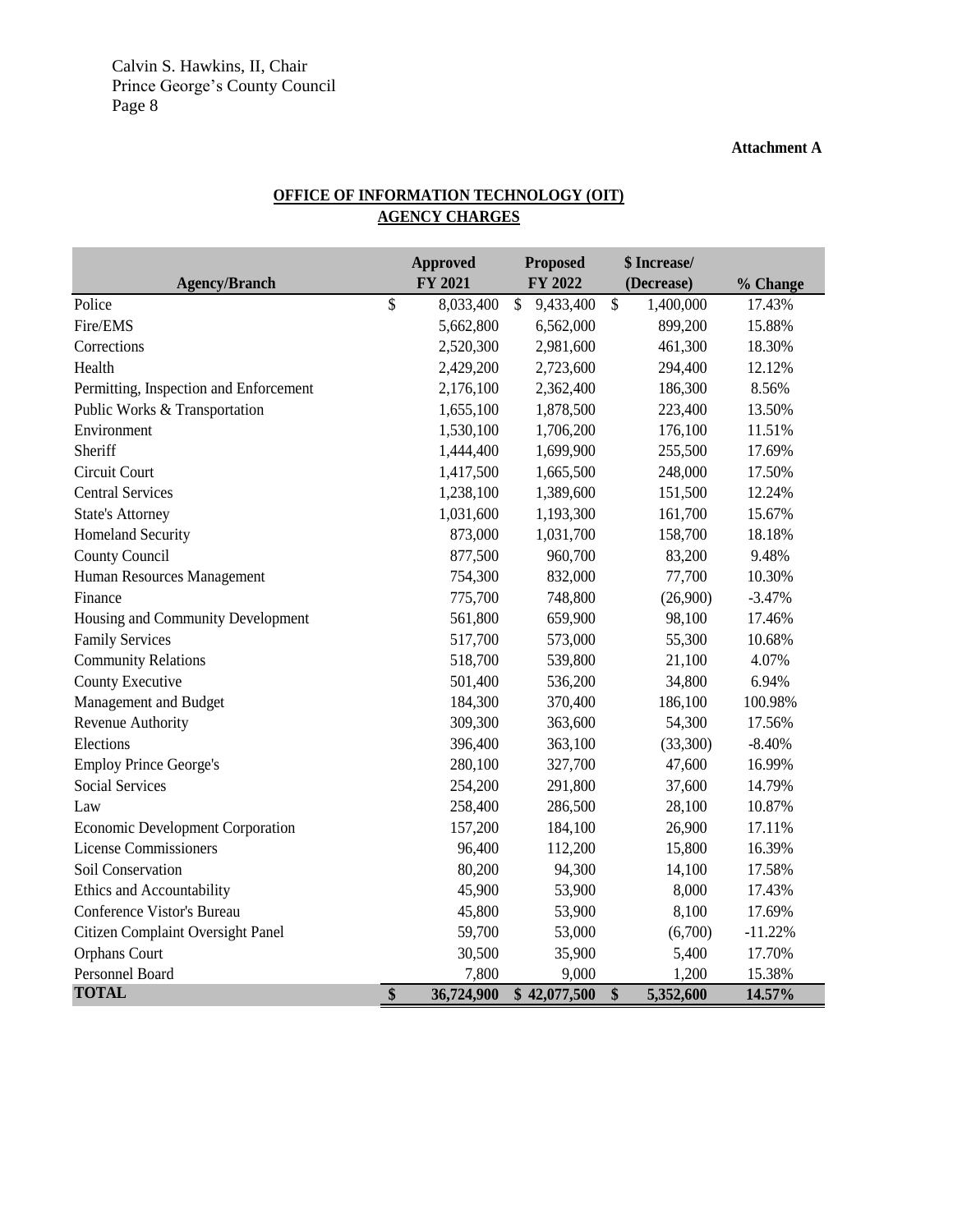Calvin S. Hawkins, II, Chair
Prince George's County Council
Page 8

**Attachment A**

**OFFICE OF INFORMATION TECHNOLOGY (OIT)**
**AGENCY CHARGES**

| Agency/Branch | Approved FY 2021 | Proposed FY 2022 | $ Increase/ (Decrease) | % Change |
|---|---|---|---|---|
| Police | $ 8,033,400 | $ 9,433,400 | $ 1,400,000 | 17.43% |
| Fire/EMS | 5,662,800 | 6,562,000 | 899,200 | 15.88% |
| Corrections | 2,520,300 | 2,981,600 | 461,300 | 18.30% |
| Health | 2,429,200 | 2,723,600 | 294,400 | 12.12% |
| Permitting, Inspection and Enforcement | 2,176,100 | 2,362,400 | 186,300 | 8.56% |
| Public Works & Transportation | 1,655,100 | 1,878,500 | 223,400 | 13.50% |
| Environment | 1,530,100 | 1,706,200 | 176,100 | 11.51% |
| Sheriff | 1,444,400 | 1,699,900 | 255,500 | 17.69% |
| Circuit Court | 1,417,500 | 1,665,500 | 248,000 | 17.50% |
| Central Services | 1,238,100 | 1,389,600 | 151,500 | 12.24% |
| State's Attorney | 1,031,600 | 1,193,300 | 161,700 | 15.67% |
| Homeland Security | 873,000 | 1,031,700 | 158,700 | 18.18% |
| County Council | 877,500 | 960,700 | 83,200 | 9.48% |
| Human Resources Management | 754,300 | 832,000 | 77,700 | 10.30% |
| Finance | 775,700 | 748,800 | (26,900) | -3.47% |
| Housing and Community Development | 561,800 | 659,900 | 98,100 | 17.46% |
| Family Services | 517,700 | 573,000 | 55,300 | 10.68% |
| Community Relations | 518,700 | 539,800 | 21,100 | 4.07% |
| County Executive | 501,400 | 536,200 | 34,800 | 6.94% |
| Management and Budget | 184,300 | 370,400 | 186,100 | 100.98% |
| Revenue Authority | 309,300 | 363,600 | 54,300 | 17.56% |
| Elections | 396,400 | 363,100 | (33,300) | -8.40% |
| Employ Prince George's | 280,100 | 327,700 | 47,600 | 16.99% |
| Social Services | 254,200 | 291,800 | 37,600 | 14.79% |
| Law | 258,400 | 286,500 | 28,100 | 10.87% |
| Economic Development Corporation | 157,200 | 184,100 | 26,900 | 17.11% |
| License Commissioners | 96,400 | 112,200 | 15,800 | 16.39% |
| Soil Conservation | 80,200 | 94,300 | 14,100 | 17.58% |
| Ethics and Accountability | 45,900 | 53,900 | 8,000 | 17.43% |
| Conference Vistor's Bureau | 45,800 | 53,900 | 8,100 | 17.69% |
| Citizen Complaint Oversight Panel | 59,700 | 53,000 | (6,700) | -11.22% |
| Orphans Court | 30,500 | 35,900 | 5,400 | 17.70% |
| Personnel Board | 7,800 | 9,000 | 1,200 | 15.38% |
| **TOTAL** | **$ 36,724,900** | **$ 42,077,500** | **$ 5,352,600** | **14.57%** |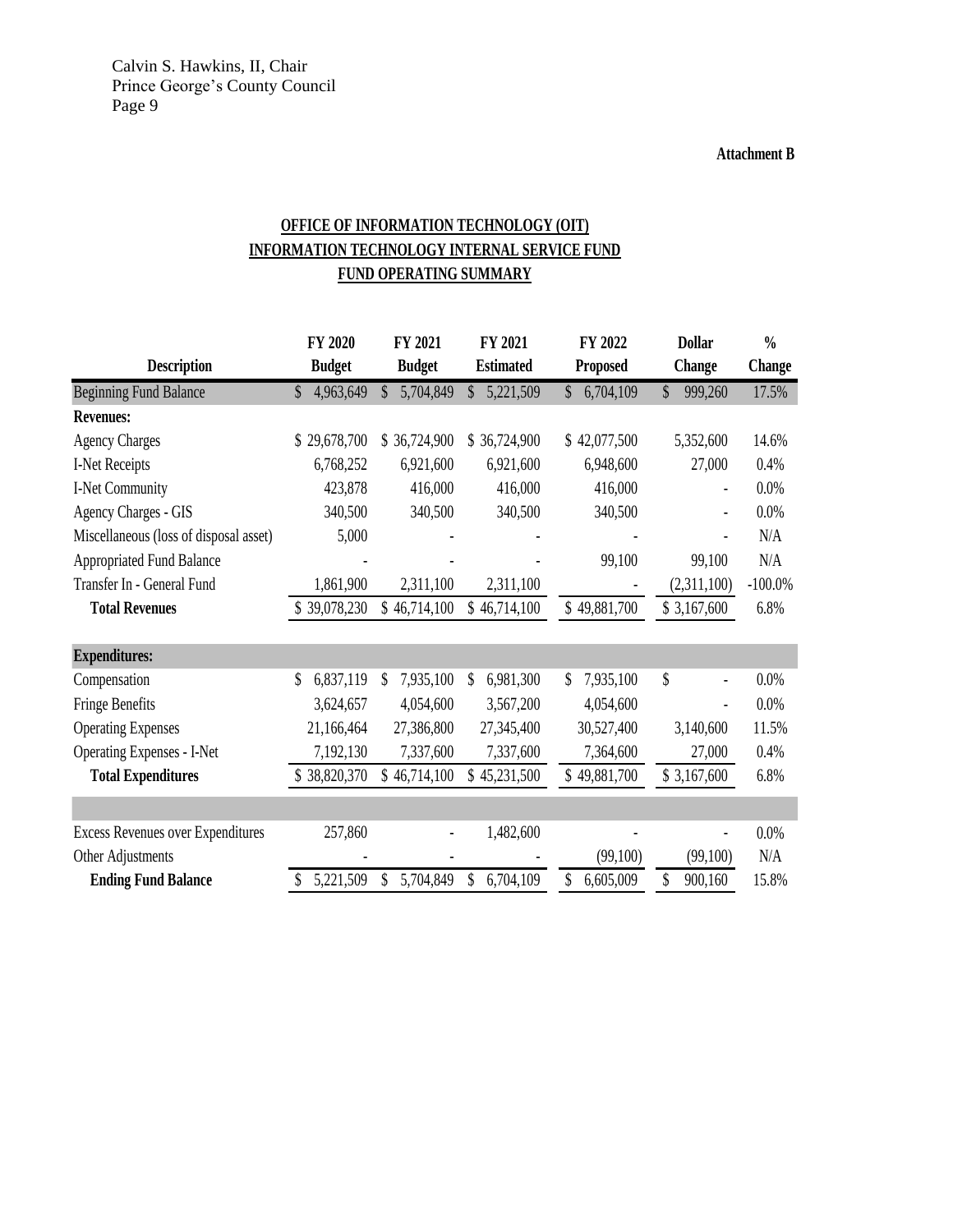Calvin S. Hawkins, II, Chair
Prince George's County Council

**Attachment B**

**OFFICE OF INFORMATION TECHNOLOGY (OIT)**
**INFORMATION TECHNOLOGY INTERNAL SERVICE FUND**
**FUND OPERATING SUMMARY**

| Description | FY 2020 Budget | FY 2021 Budget | FY 2021 Estimated | FY 2022 Proposed | Dollar Change | % Change |
|---|---|---|---|---|---|---|
| Beginning Fund Balance | $ 4,963,649 | $ 5,704,849 | $ 5,221,509 | $ 6,704,109 | $ 999,260 | 17.5% |
| **Revenues:** | | | | | | |
| Agency Charges | $ 29,678,700 | $ 36,724,900 | $ 36,724,900 | $ 42,077,500 | 5,352,600 | 14.6% |
| I-Net Receipts | 6,768,252 | 6,921,600 | 6,921,600 | 6,948,600 | 27,000 | 0.4% |
| I-Net Community | 423,878 | 416,000 | 416,000 | 416,000 | - | 0.0% |
| Agency Charges - GIS | 340,500 | 340,500 | 340,500 | 340,500 | - | 0.0% |
| Miscellaneous (loss of disposal asset) | 5,000 | - | - | - | - | N/A |
| Appropriated Fund Balance | - | - | - | 99,100 | 99,100 | N/A |
| Transfer In - General Fund | 1,861,900 | 2,311,100 | 2,311,100 | - | (2,311,100) | -100.0% |
| **Total Revenues** | $ 39,078,230 | $ 46,714,100 | $ 46,714,100 | $ 49,881,700 | $ 3,167,600 | 6.8% |
| **Expenditures:** | | | | | | |
| Compensation | $ 6,837,119 | $ 7,935,100 | $ 6,981,300 | $ 7,935,100 | $ - | 0.0% |
| Fringe Benefits | 3,624,657 | 4,054,600 | 3,567,200 | 4,054,600 | - | 0.0% |
| Operating Expenses | 21,166,464 | 27,386,800 | 27,345,400 | 30,527,400 | 3,140,600 | 11.5% |
| Operating Expenses - I-Net | 7,192,130 | 7,337,600 | 7,337,600 | 7,364,600 | 27,000 | 0.4% |
| **Total Expenditures** | $ 38,820,370 | $ 46,714,100 | $ 45,231,500 | $ 49,881,700 | $ 3,167,600 | 6.8% |
| | | | | | | |
| Excess Revenues over Expenditures | 257,860 | - | 1,482,600 | - | - | 0.0% |
| Other Adjustments | - | - | - | (99,100) | (99,100) | N/A |
| **Ending Fund Balance** | $ 5,221,509 | $ 5,704,849 | $ 6,704,109 | $ 6,605,009 | $ 900,160 | 15.8% |